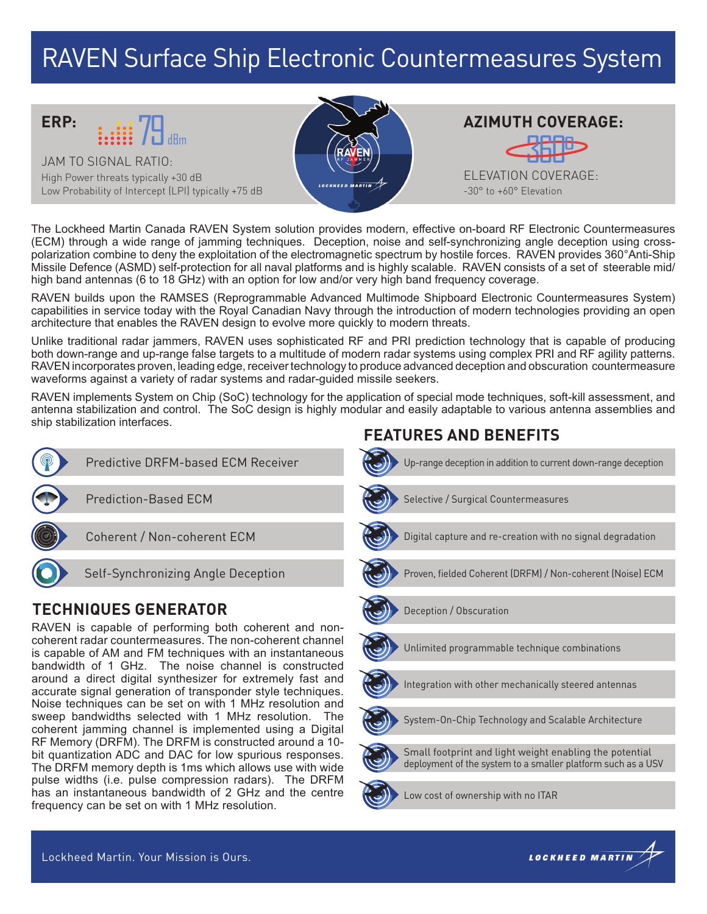# RAVEN Surface Ship Electronic Countermeasures System

**ERP:** 79 dBm

JAM TO SIGNAL RATIO:
High Power threats typically +30 dB
Low Probability of Intercept (LPI) typically +75 dB

**AZIMUTH COVERAGE:** 360°

ELEVATION COVERAGE:
-30° to +60° Elevation

The Lockheed Martin Canada RAVEN System solution provides modern, effective on-board RF Electronic Countermeasures (ECM) through a wide range of jamming techniques. Deception, noise and self-synchronizing angle deception using cross-polarization combine to deny the exploitation of the electromagnetic spectrum by hostile forces. RAVEN provides 360°Anti-Ship Missile Defence (ASMD) self-protection for all naval platforms and is highly scalable. RAVEN consists of a set of steerable mid/high band antennas (6 to 18 GHz) with an option for low and/or very high band frequency coverage.

RAVEN builds upon the RAMSES (Reprogrammable Advanced Multimode Shipboard Electronic Countermeasures System) capabilities in service today with the Royal Canadian Navy through the introduction of modern technologies providing an open architecture that enables the RAVEN design to evolve more quickly to modern threats.

Unlike traditional radar jammers, RAVEN uses sophisticated RF and PRI prediction technology that is capable of producing both down-range and up-range false targets to a multitude of modern radar systems using complex PRI and RF agility patterns. RAVEN incorporates proven, leading edge, receiver technology to produce advanced deception and obscuration countermeasure waveforms against a variety of radar systems and radar-guided missile seekers.

RAVEN implements System on Chip (SoC) technology for the application of special mode techniques, soft-kill assessment, and antenna stabilization and control. The SoC design is highly modular and easily adaptable to various antenna assemblies and ship stabilization interfaces.

- Predictive DRFM-based ECM Receiver
- Prediction-Based ECM
- Coherent / Non-coherent ECM
- Self-Synchronizing Angle Deception

## TECHNIQUES GENERATOR

RAVEN is capable of performing both coherent and non-coherent radar countermeasures. The non-coherent channel is capable of AM and FM techniques with an instantaneous bandwidth of 1 GHz. The noise channel is constructed around a direct digital synthesizer for extremely fast and accurate signal generation of transponder style techniques. Noise techniques can be set on with 1 MHz resolution and sweep bandwidths selected with 1 MHz resolution. The coherent jamming channel is implemented using a Digital RF Memory (DRFM). The DRFM is constructed around a 10-bit quantization ADC and DAC for low spurious responses. The DRFM memory depth is 1ms which allows use with wide pulse widths (i.e. pulse compression radars). The DRFM has an instantaneous bandwidth of 2 GHz and the centre frequency can be set on with 1 MHz resolution.

## FEATURES AND BENEFITS

- Up-range deception in addition to current down-range deception
- Selective / Surgical Countermeasures
- Digital capture and re-creation with no signal degradation
- Proven, fielded Coherent (DRFM) / Non-coherent (Noise) ECM
- Deception / Obscuration
- Unlimited programmable technique combinations
- Integration with other mechanically steered antennas
- System-On-Chip Technology and Scalable Architecture
- Small footprint and light weight enabling the potential deployment of the system to a smaller platform such as a USV
- Low cost of ownership with no ITAR

Lockheed Martin. Your Mission is Ours.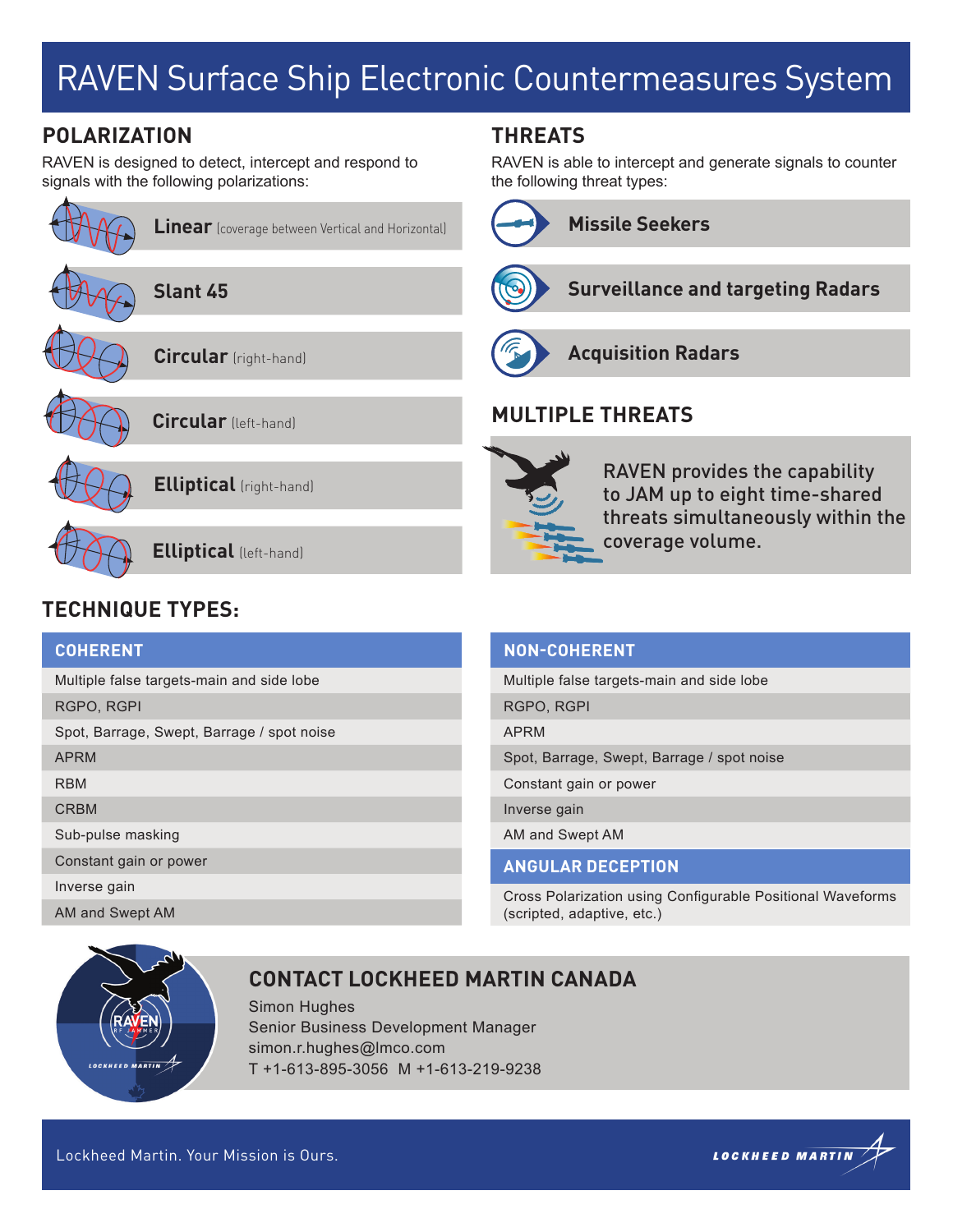# RAVEN Surface Ship Electronic Countermeasures System

## POLARIZATION

RAVEN is designed to detect, intercept and respond to signals with the following polarizations:

- **Linear** (coverage between Vertical and Horizontal)
- **Slant 45**
- **Circular** (right-hand)
- **Circular** (left-hand)
- **Elliptical** (right-hand)
- **Elliptical** (left-hand)

## THREATS

RAVEN is able to intercept and generate signals to counter the following threat types:

- **Missile Seekers**
- **Surveillance and targeting Radars**
- **Acquisition Radars**

## MULTIPLE THREATS

RAVEN provides the capability to JAM up to eight time-shared threats simultaneously within the coverage volume.

## TECHNIQUE TYPES:

| COHERENT |
|---|
| Multiple false targets-main and side lobe |
| RGPO, RGPI |
| Spot, Barrage, Swept, Barrage / spot noise |
| APRM |
| RBM |
| CRBM |
| Sub-pulse masking |
| Constant gain or power |
| Inverse gain |
| AM and Swept AM |

| NON-COHERENT |
|---|
| Multiple false targets-main and side lobe |
| RGPO, RGPI |
| APRM |
| Spot, Barrage, Swept, Barrage / spot noise |
| Constant gain or power |
| Inverse gain |
| AM and Swept AM |

| ANGULAR DECEPTION |
|---|
| Cross Polarization using Configurable Positional Waveforms (scripted, adaptive, etc.) |

## CONTACT LOCKHEED MARTIN CANADA

Simon Hughes
Senior Business Development Manager
simon.r.hughes@lmco.com
T +1-613-895-3056 M +1-613-219-9238

Lockheed Martin. Your Mission is Ours.